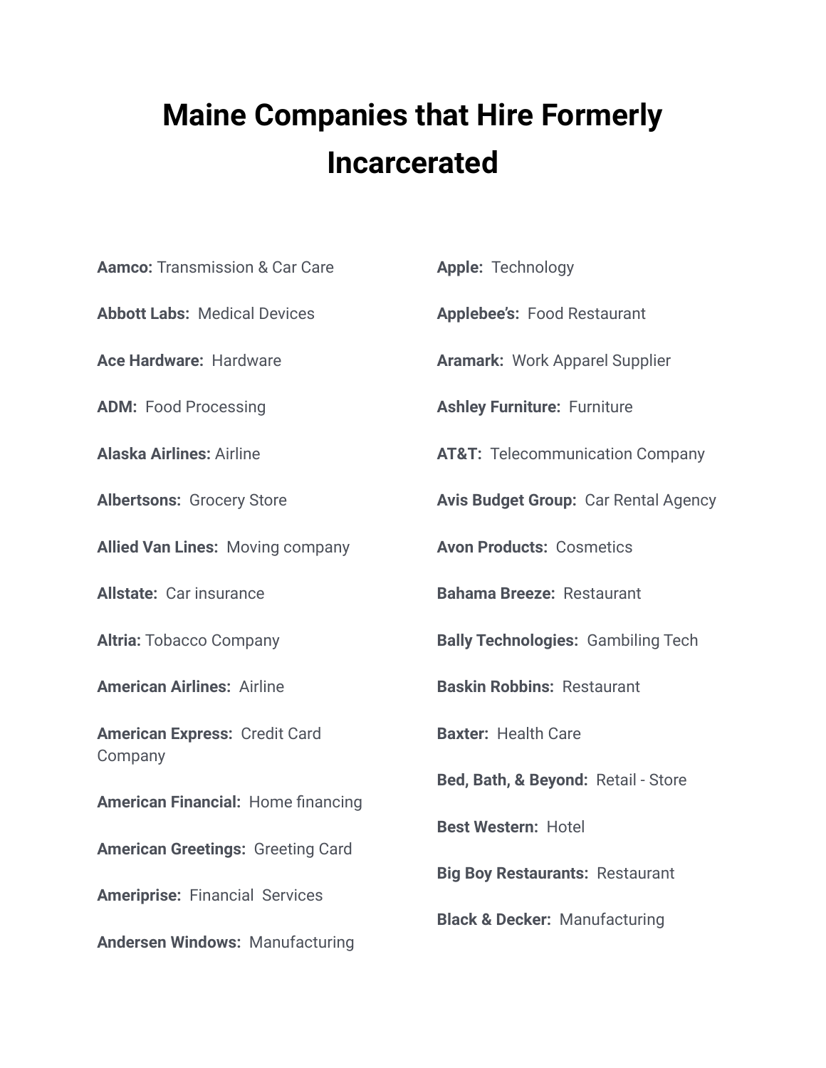# Maine Companies that Hire Formerly Incarcerated

**Aamco:** Transmission & Car Care

**Abbott Labs:** Medical Devices

**Ace Hardware:** Hardware

**ADM:** Food Processing

**Alaska Airlines:** Airline

**Albertsons:** Grocery Store

**Allied Van Lines:** Moving company

**Allstate:** Car insurance

**Altria:** Tobacco Company

**American Airlines:** Airline

**American Express:** Credit Card Company

**American Financial:** Home financing

**American Greetings:** Greeting Card

**Ameriprise:** Financial Services

**Andersen Windows:** Manufacturing

**Apple:** Technology

**Applebee's:** Food Restaurant

**Aramark:** Work Apparel Supplier

**Ashley Furniture:** Furniture

**AT&T:** Telecommunication Company

**Avis Budget Group:** Car Rental Agency

**Avon Products:** Cosmetics

**Bahama Breeze:** Restaurant

**Bally Technologies:** Gambiling Tech

**Baskin Robbins:** Restaurant

**Baxter:** Health Care

**Bed, Bath, & Beyond:** Retail - Store

**Best Western:** Hotel

**Big Boy Restaurants:** Restaurant

**Black & Decker:** Manufacturing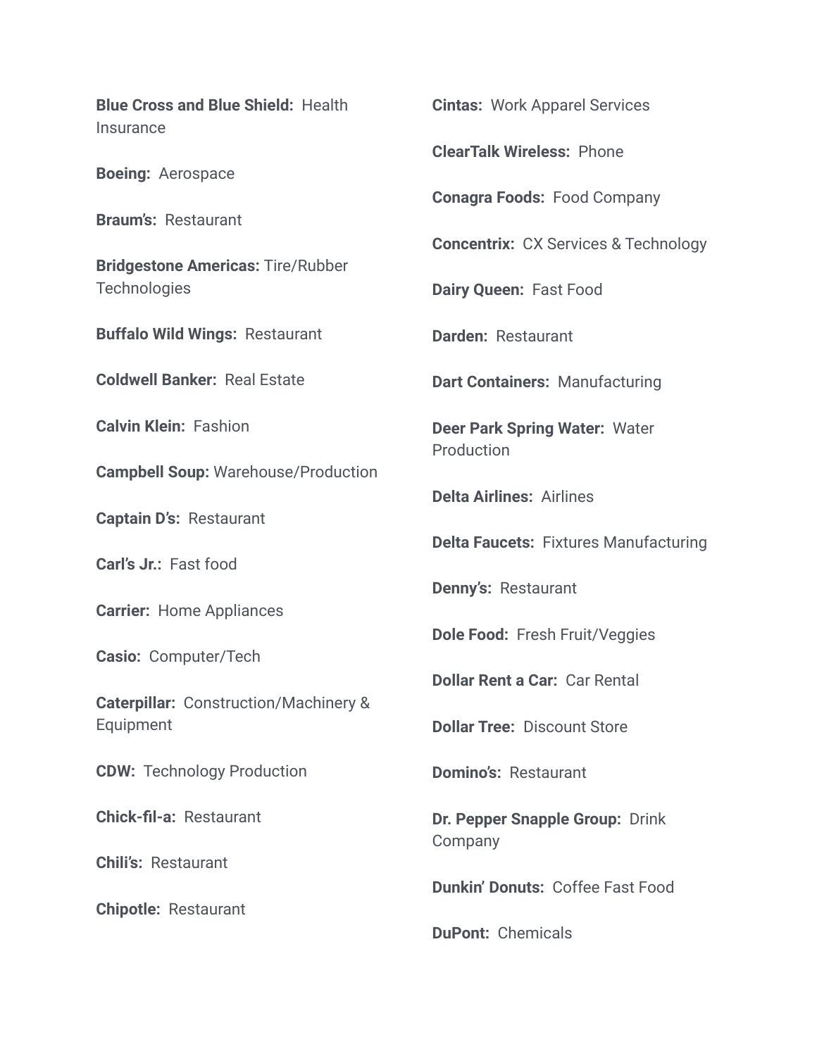**Blue Cross and Blue Shield:** Health Insurance

**Boeing:** Aerospace

**Braum's:** Restaurant

**Bridgestone Americas:** Tire/Rubber Technologies

**Buffalo Wild Wings:** Restaurant

**Coldwell Banker:** Real Estate

**Calvin Klein:** Fashion

**Campbell Soup:** Warehouse/Production

**Captain D's:** Restaurant

**Carl's Jr.:** Fast food

**Carrier:** Home Appliances

**Casio:** Computer/Tech

**Caterpillar:** Construction/Machinery & Equipment

**CDW:** Technology Production

**Chick-fil-a:** Restaurant

**Chili's:** Restaurant

**Chipotle:** Restaurant

**Cintas:** Work Apparel Services

**ClearTalk Wireless:** Phone

**Conagra Foods:** Food Company

**Concentrix:** CX Services & Technology

**Dairy Queen:** Fast Food

**Darden:** Restaurant

**Dart Containers:** Manufacturing

**Deer Park Spring Water:** Water Production

**Delta Airlines:** Airlines

**Delta Faucets:** Fixtures Manufacturing

**Denny's:** Restaurant

**Dole Food:** Fresh Fruit/Veggies

**Dollar Rent a Car:** Car Rental

**Dollar Tree:** Discount Store

**Domino's:** Restaurant

**Dr. Pepper Snapple Group:** Drink Company

**Dunkin' Donuts:** Coffee Fast Food

**DuPont:** Chemicals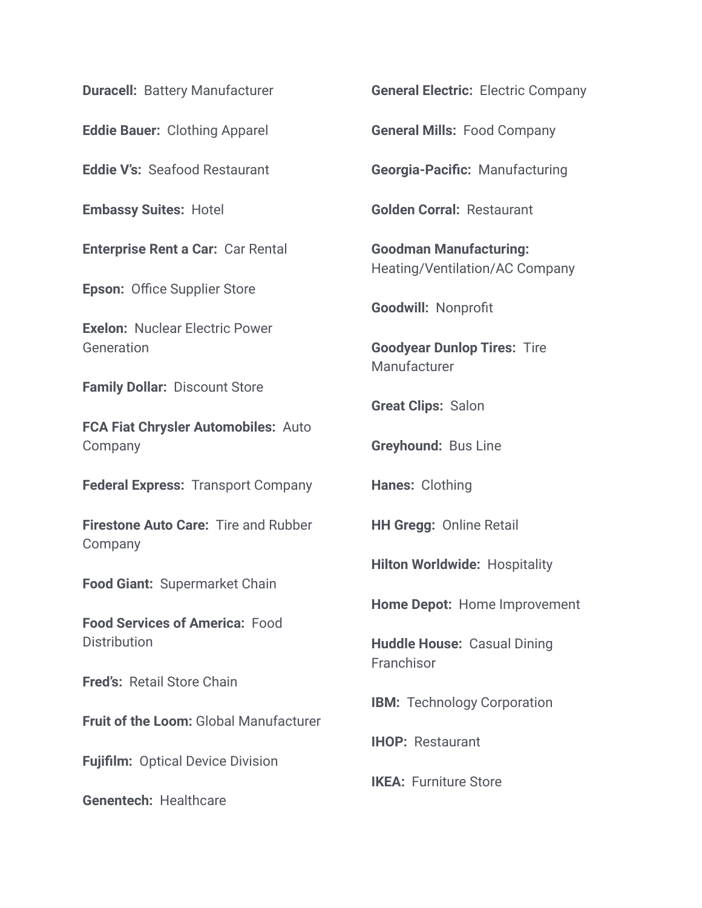**Duracell:** Battery Manufacturer

**Eddie Bauer:** Clothing Apparel

**Eddie V's:** Seafood Restaurant

**Embassy Suites:** Hotel

**Enterprise Rent a Car:** Car Rental

**Epson:** Office Supplier Store

**Exelon:** Nuclear Electric Power Generation

**Family Dollar:** Discount Store

**FCA Fiat Chrysler Automobiles:** Auto Company

**Federal Express:** Transport Company

**Firestone Auto Care:** Tire and Rubber Company

**Food Giant:** Supermarket Chain

**Food Services of America:** Food Distribution

**Fred's:** Retail Store Chain

**Fruit of the Loom:** Global Manufacturer

**Fujifilm:** Optical Device Division

**Genentech:** Healthcare

**General Electric:** Electric Company

**General Mills:** Food Company

**Georgia-Pacific:** Manufacturing

**Golden Corral:** Restaurant

**Goodman Manufacturing:** Heating/Ventilation/AC Company

**Goodwill:** Nonprofit

**Goodyear Dunlop Tires:** Tire Manufacturer

**Great Clips:** Salon

**Greyhound:** Bus Line

**Hanes:** Clothing

**HH Gregg:** Online Retail

**Hilton Worldwide:** Hospitality

**Home Depot:** Home Improvement

**Huddle House:** Casual Dining Franchisor

**IBM:** Technology Corporation

**IHOP:** Restaurant

**IKEA:** Furniture Store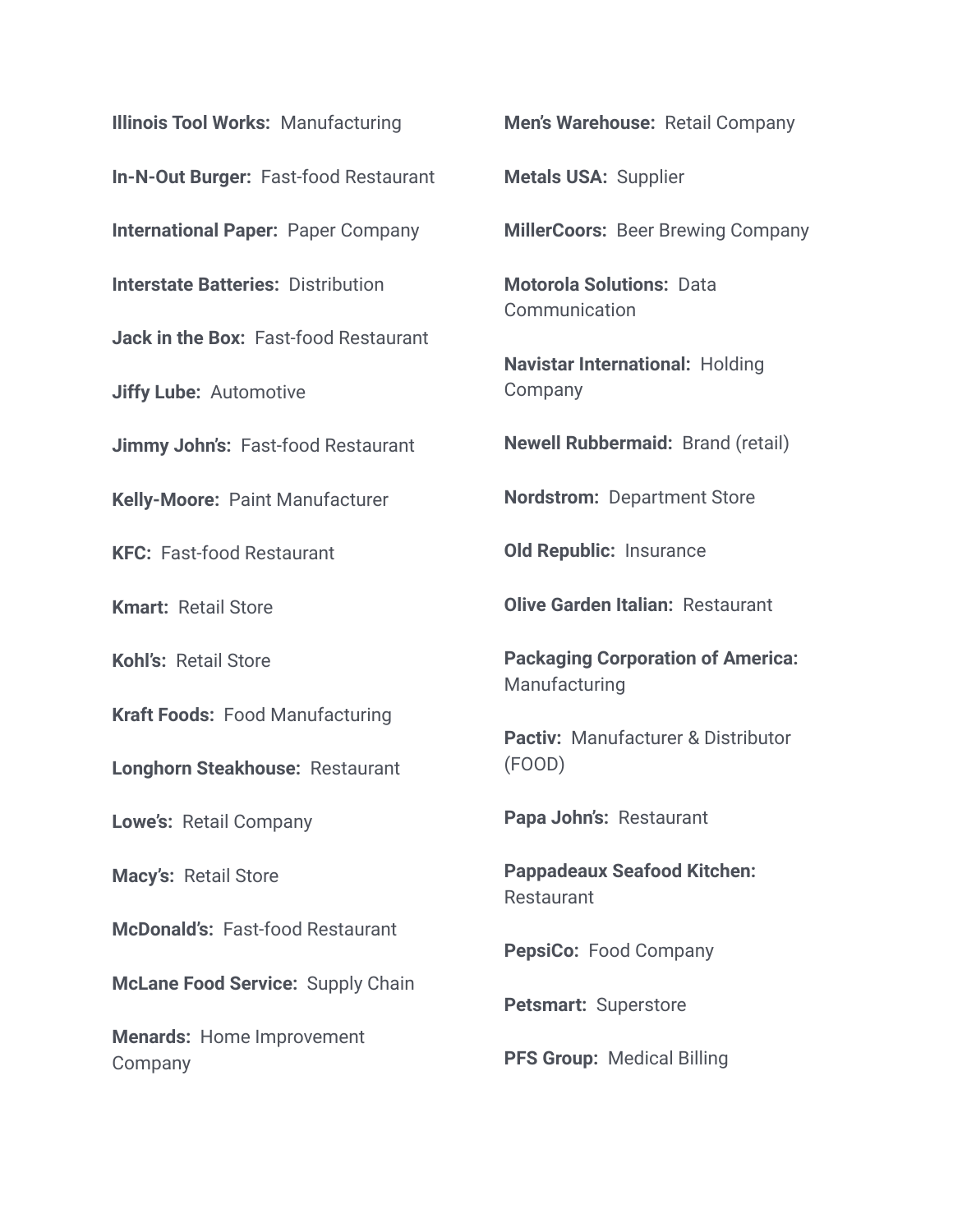**Illinois Tool Works:** Manufacturing

**In-N-Out Burger:** Fast-food Restaurant

**International Paper:** Paper Company

**Interstate Batteries:** Distribution

**Jack in the Box:** Fast-food Restaurant

**Jiffy Lube:** Automotive

**Jimmy John's:** Fast-food Restaurant

**Kelly-Moore:** Paint Manufacturer

**KFC:** Fast-food Restaurant

**Kmart:** Retail Store

**Kohl's:** Retail Store

**Kraft Foods:** Food Manufacturing

**Longhorn Steakhouse:** Restaurant

**Lowe's:** Retail Company

**Macy's:** Retail Store

**McDonald's:** Fast-food Restaurant

**McLane Food Service:** Supply Chain

**Menards:** Home Improvement Company

**Men's Warehouse:** Retail Company

**Metals USA:** Supplier

**MillerCoors:** Beer Brewing Company

**Motorola Solutions:** Data Communication

**Navistar International:** Holding Company

**Newell Rubbermaid:** Brand (retail)

**Nordstrom:** Department Store

**Old Republic:** Insurance

**Olive Garden Italian:** Restaurant

**Packaging Corporation of America:** Manufacturing

**Pactiv:** Manufacturer & Distributor (FOOD)

**Papa John's:** Restaurant

**Pappadeaux Seafood Kitchen:** Restaurant

**PepsiCo:** Food Company

**Petsmart:** Superstore

**PFS Group:** Medical Billing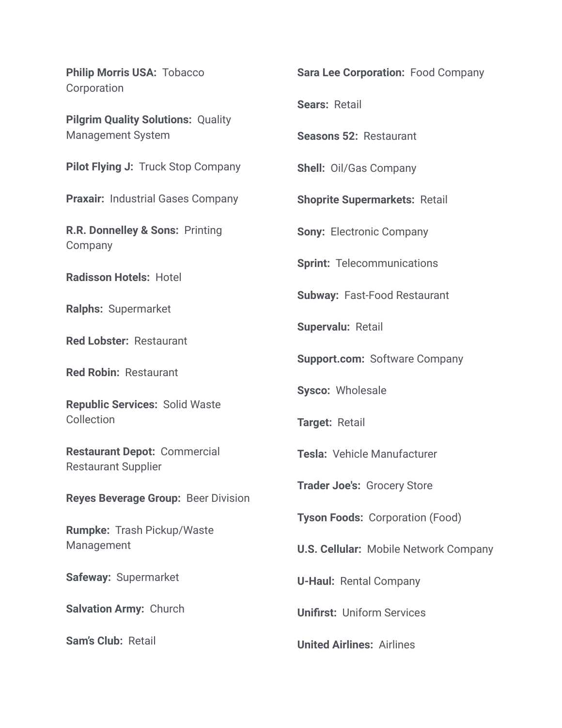**Philip Morris USA:** Tobacco Corporation

**Pilgrim Quality Solutions:** Quality Management System

**Pilot Flying J:** Truck Stop Company

**Praxair:** Industrial Gases Company

**R.R. Donnelley & Sons:** Printing Company

**Radisson Hotels:** Hotel

**Ralphs:** Supermarket

**Red Lobster:** Restaurant

**Red Robin:** Restaurant

**Republic Services:** Solid Waste Collection

**Restaurant Depot:** Commercial Restaurant Supplier

**Reyes Beverage Group:** Beer Division

**Rumpke:** Trash Pickup/Waste Management

**Safeway:** Supermarket

**Salvation Army:** Church

**Sam's Club:** Retail

**Sara Lee Corporation:** Food Company

**Sears:** Retail

**Seasons 52:** Restaurant

**Shell:** Oil/Gas Company

**Shoprite Supermarkets:** Retail

**Sony:** Electronic Company

**Sprint:** Telecommunications

**Subway:** Fast-Food Restaurant

**Supervalu:** Retail

**Support.com:** Software Company

**Sysco:** Wholesale

**Target:** Retail

**Tesla:** Vehicle Manufacturer

**Trader Joe's:** Grocery Store

**Tyson Foods:** Corporation (Food)

**U.S. Cellular:** Mobile Network Company

**U-Haul:** Rental Company

**Unifirst:** Uniform Services

**United Airlines:** Airlines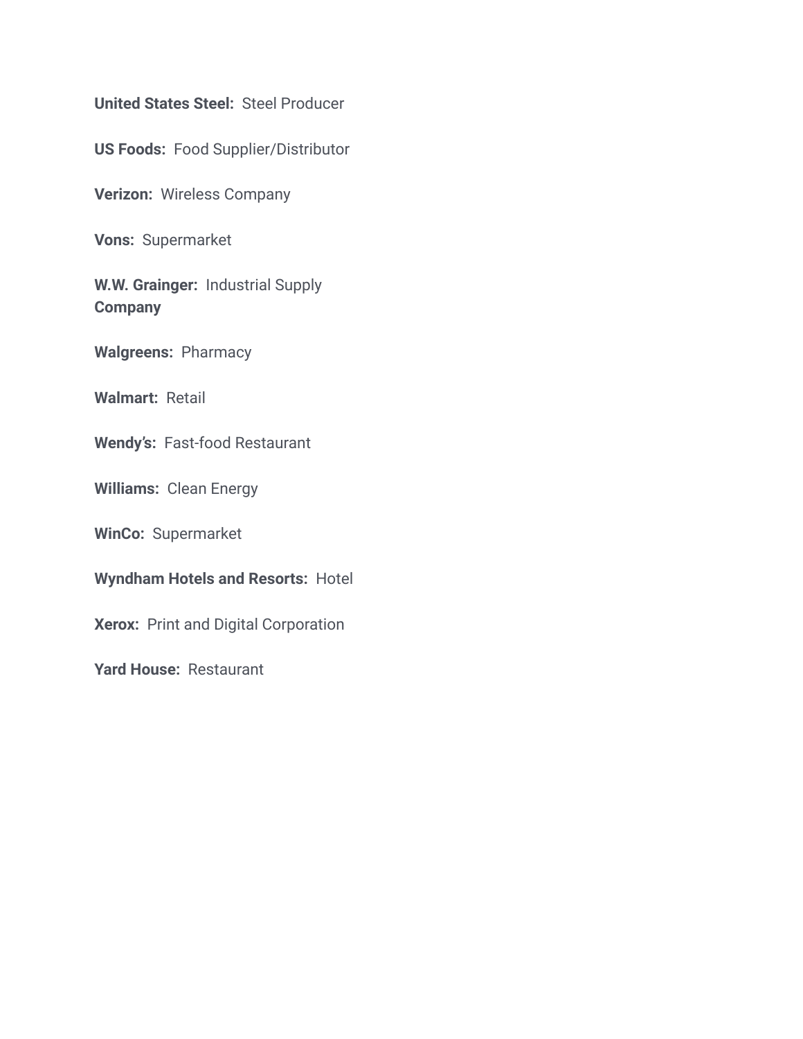**United States Steel:** Steel Producer

**US Foods:** Food Supplier/Distributor

**Verizon:** Wireless Company

**Vons:** Supermarket

**W.W. Grainger:** Industrial Supply **Company**

**Walgreens:** Pharmacy

**Walmart:** Retail

**Wendy's:** Fast-food Restaurant

**Williams:** Clean Energy

**WinCo:** Supermarket

**Wyndham Hotels and Resorts:** Hotel

**Xerox:** Print and Digital Corporation

**Yard House:** Restaurant